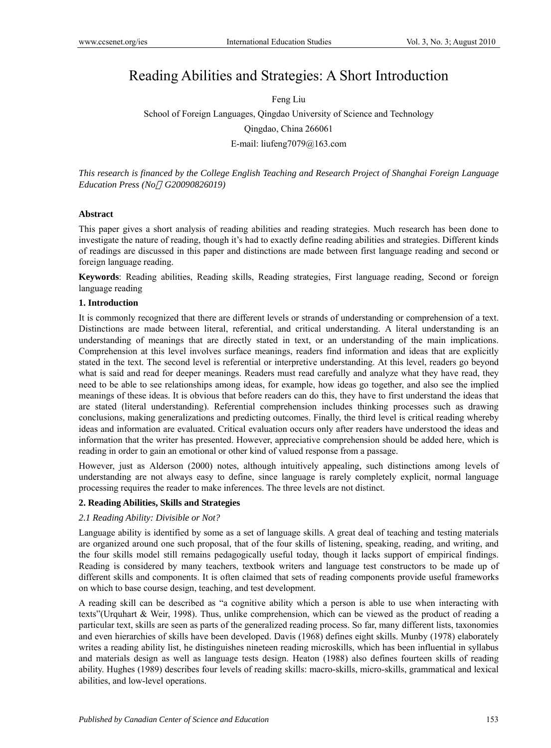# Reading Abilities and Strategies: A Short Introduction

Feng Liu

School of Foreign Languages, Qingdao University of Science and Technology

Qingdao, China 266061

E-mail: liufeng7079@163.com

*This research is financed by the College English Teaching and Research Project of Shanghai Foreign Language Education Press (No：G20090826019)*

**Abstract**

This paper gives a short analysis of reading abilities and reading strategies. Much research has been done to investigate the nature of reading, though it's had to exactly define reading abilities and strategies. Different kinds of readings are discussed in this paper and distinctions are made between first language reading and second or foreign language reading.

**Keywords**: Reading abilities, Reading skills, Reading strategies, First language reading, Second or foreign language reading

## 1. Introduction

It is commonly recognized that there are different levels or strands of understanding or comprehension of a text. Distinctions are made between literal, referential, and critical understanding. A literal understanding is an understanding of meanings that are directly stated in text, or an understanding of the main implications. Comprehension at this level involves surface meanings, readers find information and ideas that are explicitly stated in the text. The second level is referential or interpretive understanding. At this level, readers go beyond what is said and read for deeper meanings. Readers must read carefully and analyze what they have read, they need to be able to see relationships among ideas, for example, how ideas go together, and also see the implied meanings of these ideas. It is obvious that before readers can do this, they have to first understand the ideas that are stated (literal understanding). Referential comprehension includes thinking processes such as drawing conclusions, making generalizations and predicting outcomes. Finally, the third level is critical reading whereby ideas and information are evaluated. Critical evaluation occurs only after readers have understood the ideas and information that the writer has presented. However, appreciative comprehension should be added here, which is reading in order to gain an emotional or other kind of valued response from a passage.

However, just as Alderson (2000) notes, although intuitively appealing, such distinctions among levels of understanding are not always easy to define, since language is rarely completely explicit, normal language processing requires the reader to make inferences. The three levels are not distinct.

## 2. Reading Abilities, Skills and Strategies

### *2.1 Reading Ability: Divisible or Not?*

Language ability is identified by some as a set of language skills. A great deal of teaching and testing materials are organized around one such proposal, that of the four skills of listening, speaking, reading, and writing, and the four skills model still remains pedagogically useful today, though it lacks support of empirical findings. Reading is considered by many teachers, textbook writers and language test constructors to be made up of different skills and components. It is often claimed that sets of reading components provide useful frameworks on which to base course design, teaching, and test development.

A reading skill can be described as "a cognitive ability which a person is able to use when interacting with texts"(Urquhart & Weir, 1998). Thus, unlike comprehension, which can be viewed as the product of reading a particular text, skills are seen as parts of the generalized reading process. So far, many different lists, taxonomies and even hierarchies of skills have been developed. Davis (1968) defines eight skills. Munby (1978) elaborately writes a reading ability list, he distinguishes nineteen reading microskills, which has been influential in syllabus and materials design as well as language tests design. Heaton (1988) also defines fourteen skills of reading ability. Hughes (1989) describes four levels of reading skills: macro-skills, micro-skills, grammatical and lexical abilities, and low-level operations.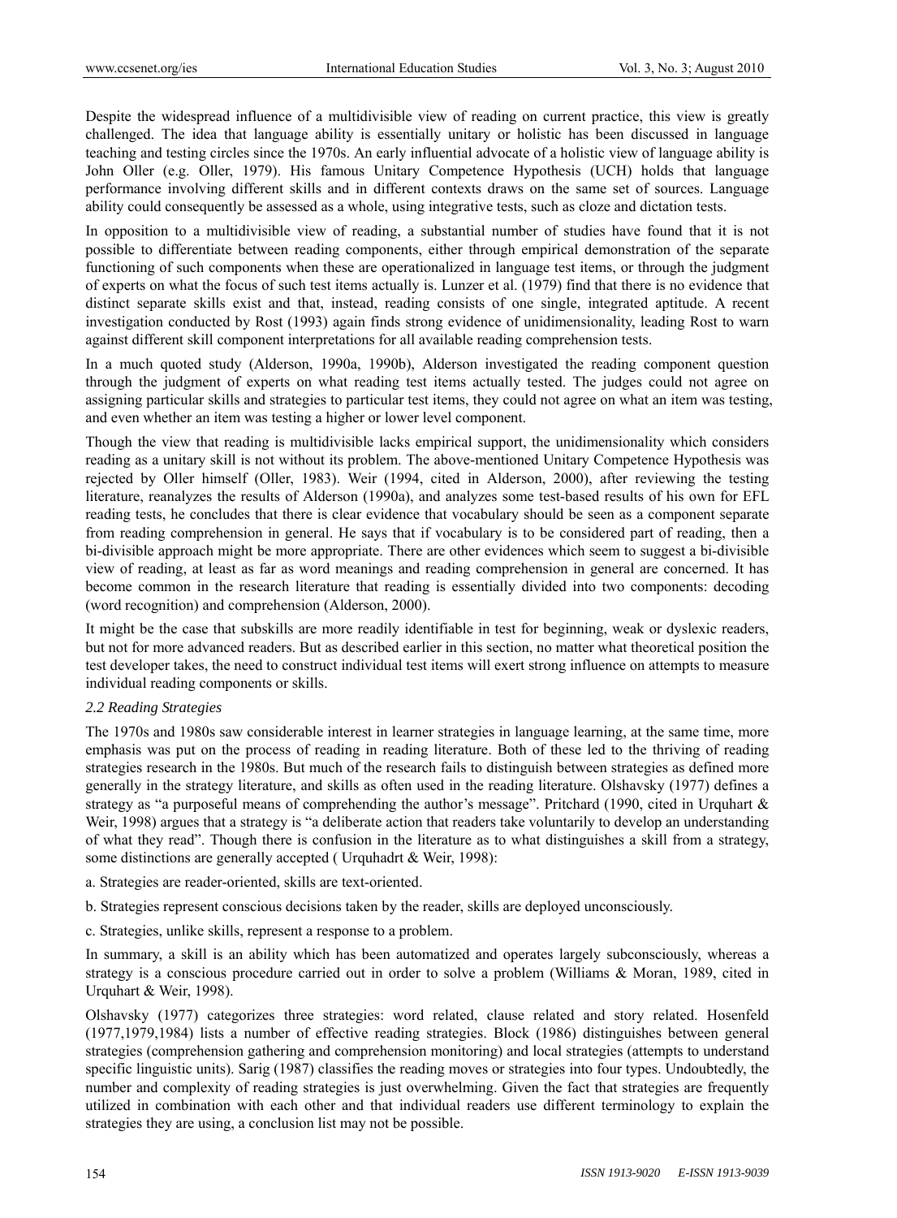Despite the widespread influence of a multidivisible view of reading on current practice, this view is greatly challenged. The idea that language ability is essentially unitary or holistic has been discussed in language teaching and testing circles since the 1970s. An early influential advocate of a holistic view of language ability is John Oller (e.g. Oller, 1979). His famous Unitary Competence Hypothesis (UCH) holds that language performance involving different skills and in different contexts draws on the same set of sources. Language ability could consequently be assessed as a whole, using integrative tests, such as cloze and dictation tests.

In opposition to a multidivisible view of reading, a substantial number of studies have found that it is not possible to differentiate between reading components, either through empirical demonstration of the separate functioning of such components when these are operationalized in language test items, or through the judgment of experts on what the focus of such test items actually is. Lunzer et al. (1979) find that there is no evidence that distinct separate skills exist and that, instead, reading consists of one single, integrated aptitude. A recent investigation conducted by Rost (1993) again finds strong evidence of unidimensionality, leading Rost to warn against different skill component interpretations for all available reading comprehension tests.

In a much quoted study (Alderson, 1990a, 1990b), Alderson investigated the reading component question through the judgment of experts on what reading test items actually tested. The judges could not agree on assigning particular skills and strategies to particular test items, they could not agree on what an item was testing, and even whether an item was testing a higher or lower level component.

Though the view that reading is multidivisible lacks empirical support, the unidimensionality which considers reading as a unitary skill is not without its problem. The above-mentioned Unitary Competence Hypothesis was rejected by Oller himself (Oller, 1983). Weir (1994, cited in Alderson, 2000), after reviewing the testing literature, reanalyzes the results of Alderson (1990a), and analyzes some test-based results of his own for EFL reading tests, he concludes that there is clear evidence that vocabulary should be seen as a component separate from reading comprehension in general. He says that if vocabulary is to be considered part of reading, then a bi-divisible approach might be more appropriate. There are other evidences which seem to suggest a bi-divisible view of reading, at least as far as word meanings and reading comprehension in general are concerned. It has become common in the research literature that reading is essentially divided into two components: decoding (word recognition) and comprehension (Alderson, 2000).

It might be the case that subskills are more readily identifiable in test for beginning, weak or dyslexic readers, but not for more advanced readers. But as described earlier in this section, no matter what theoretical position the test developer takes, the need to construct individual test items will exert strong influence on attempts to measure individual reading components or skills.

### *2.2 Reading Strategies*

The 1970s and 1980s saw considerable interest in learner strategies in language learning, at the same time, more emphasis was put on the process of reading in reading literature. Both of these led to the thriving of reading strategies research in the 1980s. But much of the research fails to distinguish between strategies as defined more generally in the strategy literature, and skills as often used in the reading literature. Olshavsky (1977) defines a strategy as "a purposeful means of comprehending the author's message". Pritchard (1990, cited in Urquhart & Weir, 1998) argues that a strategy is "a deliberate action that readers take voluntarily to develop an understanding of what they read". Though there is confusion in the literature as to what distinguishes a skill from a strategy, some distinctions are generally accepted ( Urquhadrt & Weir, 1998):

a. Strategies are reader-oriented, skills are text-oriented.

b. Strategies represent conscious decisions taken by the reader, skills are deployed unconsciously.

c. Strategies, unlike skills, represent a response to a problem.

In summary, a skill is an ability which has been automatized and operates largely subconsciously, whereas a strategy is a conscious procedure carried out in order to solve a problem (Williams & Moran, 1989, cited in Urquhart & Weir, 1998).

Olshavsky (1977) categorizes three strategies: word related, clause related and story related. Hosenfeld (1977,1979,1984) lists a number of effective reading strategies. Block (1986) distinguishes between general strategies (comprehension gathering and comprehension monitoring) and local strategies (attempts to understand specific linguistic units). Sarig (1987) classifies the reading moves or strategies into four types. Undoubtedly, the number and complexity of reading strategies is just overwhelming. Given the fact that strategies are frequently utilized in combination with each other and that individual readers use different terminology to explain the strategies they are using, a conclusion list may not be possible.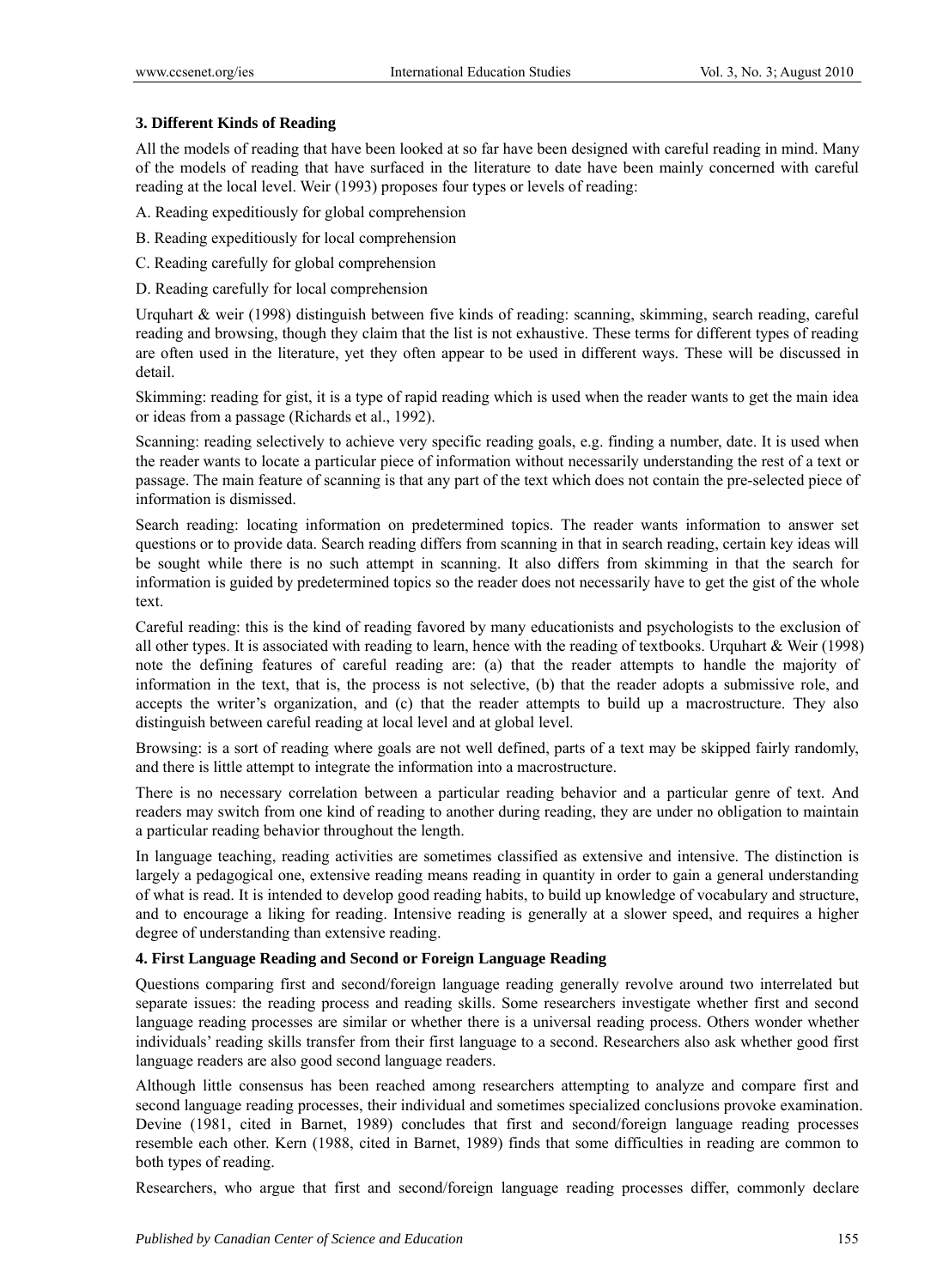### 3. Different Kinds of Reading

All the models of reading that have been looked at so far have been designed with careful reading in mind. Many of the models of reading that have surfaced in the literature to date have been mainly concerned with careful reading at the local level. Weir (1993) proposes four types or levels of reading:

A. Reading expeditiously for global comprehension

B. Reading expeditiously for local comprehension

C. Reading carefully for global comprehension

D. Reading carefully for local comprehension

Urquhart & weir (1998) distinguish between five kinds of reading: scanning, skimming, search reading, careful reading and browsing, though they claim that the list is not exhaustive. These terms for different types of reading are often used in the literature, yet they often appear to be used in different ways. These will be discussed in detail.

Skimming: reading for gist, it is a type of rapid reading which is used when the reader wants to get the main idea or ideas from a passage (Richards et al., 1992).

Scanning: reading selectively to achieve very specific reading goals, e.g. finding a number, date. It is used when the reader wants to locate a particular piece of information without necessarily understanding the rest of a text or passage. The main feature of scanning is that any part of the text which does not contain the pre-selected piece of information is dismissed.

Search reading: locating information on predetermined topics. The reader wants information to answer set questions or to provide data. Search reading differs from scanning in that in search reading, certain key ideas will be sought while there is no such attempt in scanning. It also differs from skimming in that the search for information is guided by predetermined topics so the reader does not necessarily have to get the gist of the whole text.

Careful reading: this is the kind of reading favored by many educationists and psychologists to the exclusion of all other types. It is associated with reading to learn, hence with the reading of textbooks. Urquhart & Weir (1998) note the defining features of careful reading are: (a) that the reader attempts to handle the majority of information in the text, that is, the process is not selective, (b) that the reader adopts a submissive role, and accepts the writer's organization, and (c) that the reader attempts to build up a macrostructure. They also distinguish between careful reading at local level and at global level.

Browsing: is a sort of reading where goals are not well defined, parts of a text may be skipped fairly randomly, and there is little attempt to integrate the information into a macrostructure.

There is no necessary correlation between a particular reading behavior and a particular genre of text. And readers may switch from one kind of reading to another during reading, they are under no obligation to maintain a particular reading behavior throughout the length.

In language teaching, reading activities are sometimes classified as extensive and intensive. The distinction is largely a pedagogical one, extensive reading means reading in quantity in order to gain a general understanding of what is read. It is intended to develop good reading habits, to build up knowledge of vocabulary and structure, and to encourage a liking for reading. Intensive reading is generally at a slower speed, and requires a higher degree of understanding than extensive reading.

### 4. First Language Reading and Second or Foreign Language Reading

Questions comparing first and second/foreign language reading generally revolve around two interrelated but separate issues: the reading process and reading skills. Some researchers investigate whether first and second language reading processes are similar or whether there is a universal reading process. Others wonder whether individuals' reading skills transfer from their first language to a second. Researchers also ask whether good first language readers are also good second language readers.

Although little consensus has been reached among researchers attempting to analyze and compare first and second language reading processes, their individual and sometimes specialized conclusions provoke examination. Devine (1981, cited in Barnet, 1989) concludes that first and second/foreign language reading processes resemble each other. Kern (1988, cited in Barnet, 1989) finds that some difficulties in reading are common to both types of reading.

Researchers, who argue that first and second/foreign language reading processes differ, commonly declare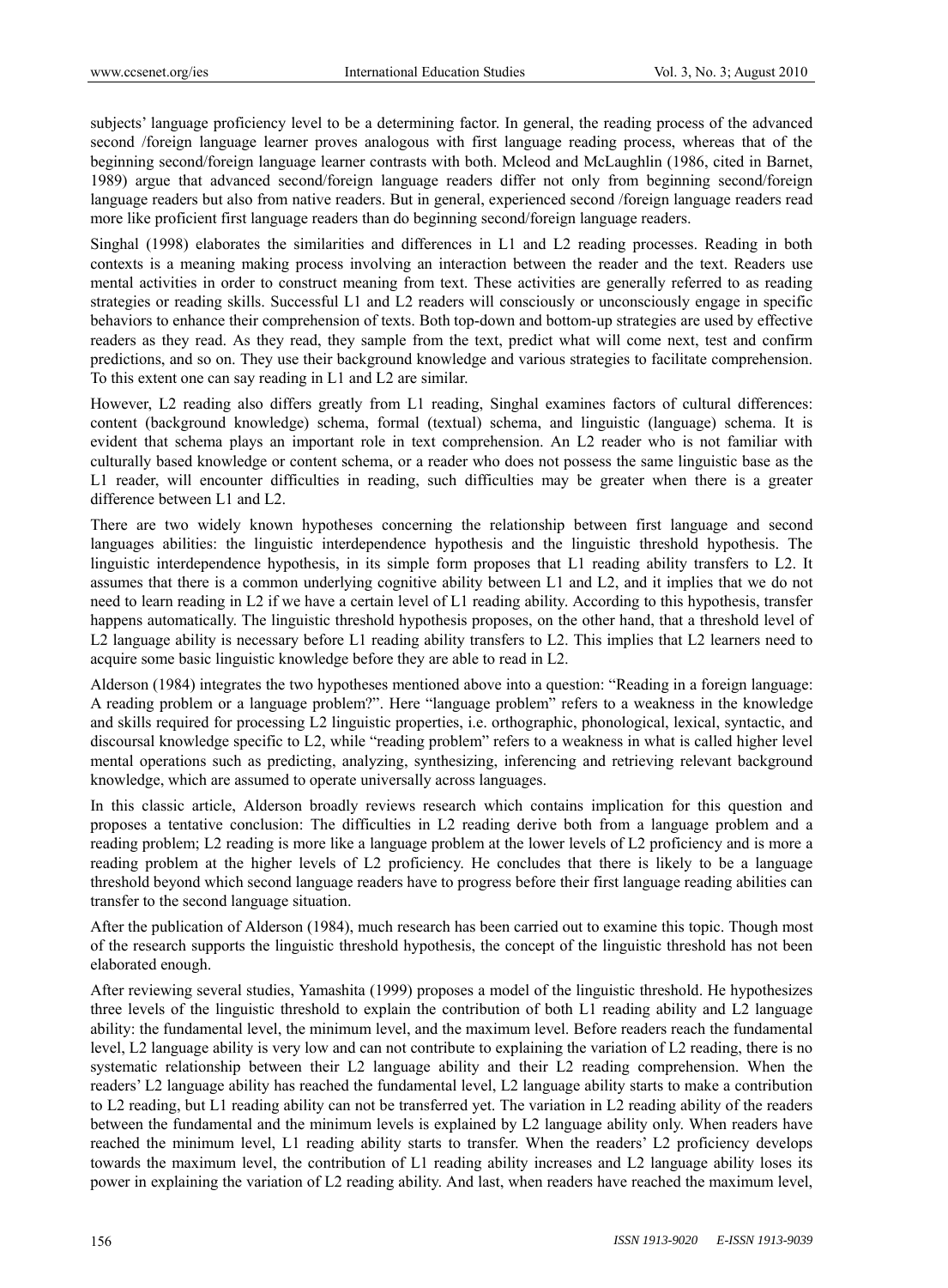subjects' language proficiency level to be a determining factor. In general, the reading process of the advanced second /foreign language learner proves analogous with first language reading process, whereas that of the beginning second/foreign language learner contrasts with both. Mcleod and McLaughlin (1986, cited in Barnet, 1989) argue that advanced second/foreign language readers differ not only from beginning second/foreign language readers but also from native readers. But in general, experienced second /foreign language readers read more like proficient first language readers than do beginning second/foreign language readers.

Singhal (1998) elaborates the similarities and differences in L1 and L2 reading processes. Reading in both contexts is a meaning making process involving an interaction between the reader and the text. Readers use mental activities in order to construct meaning from text. These activities are generally referred to as reading strategies or reading skills. Successful L1 and L2 readers will consciously or unconsciously engage in specific behaviors to enhance their comprehension of texts. Both top-down and bottom-up strategies are used by effective readers as they read. As they read, they sample from the text, predict what will come next, test and confirm predictions, and so on. They use their background knowledge and various strategies to facilitate comprehension. To this extent one can say reading in L1 and L2 are similar.

However, L2 reading also differs greatly from L1 reading, Singhal examines factors of cultural differences: content (background knowledge) schema, formal (textual) schema, and linguistic (language) schema. It is evident that schema plays an important role in text comprehension. An L2 reader who is not familiar with culturally based knowledge or content schema, or a reader who does not possess the same linguistic base as the L1 reader, will encounter difficulties in reading, such difficulties may be greater when there is a greater difference between L1 and L2.

There are two widely known hypotheses concerning the relationship between first language and second languages abilities: the linguistic interdependence hypothesis and the linguistic threshold hypothesis. The linguistic interdependence hypothesis, in its simple form proposes that L1 reading ability transfers to L2. It assumes that there is a common underlying cognitive ability between L1 and L2, and it implies that we do not need to learn reading in L2 if we have a certain level of L1 reading ability. According to this hypothesis, transfer happens automatically. The linguistic threshold hypothesis proposes, on the other hand, that a threshold level of L2 language ability is necessary before L1 reading ability transfers to L2. This implies that L2 learners need to acquire some basic linguistic knowledge before they are able to read in L2.

Alderson (1984) integrates the two hypotheses mentioned above into a question: "Reading in a foreign language: A reading problem or a language problem?". Here "language problem" refers to a weakness in the knowledge and skills required for processing L2 linguistic properties, i.e. orthographic, phonological, lexical, syntactic, and discoursal knowledge specific to L2, while "reading problem" refers to a weakness in what is called higher level mental operations such as predicting, analyzing, synthesizing, inferencing and retrieving relevant background knowledge, which are assumed to operate universally across languages.

In this classic article, Alderson broadly reviews research which contains implication for this question and proposes a tentative conclusion: The difficulties in L2 reading derive both from a language problem and a reading problem; L2 reading is more like a language problem at the lower levels of L2 proficiency and is more a reading problem at the higher levels of L2 proficiency. He concludes that there is likely to be a language threshold beyond which second language readers have to progress before their first language reading abilities can transfer to the second language situation.

After the publication of Alderson (1984), much research has been carried out to examine this topic. Though most of the research supports the linguistic threshold hypothesis, the concept of the linguistic threshold has not been elaborated enough.

After reviewing several studies, Yamashita (1999) proposes a model of the linguistic threshold. He hypothesizes three levels of the linguistic threshold to explain the contribution of both L1 reading ability and L2 language ability: the fundamental level, the minimum level, and the maximum level. Before readers reach the fundamental level, L2 language ability is very low and can not contribute to explaining the variation of L2 reading, there is no systematic relationship between their L2 language ability and their L2 reading comprehension. When the readers' L2 language ability has reached the fundamental level, L2 language ability starts to make a contribution to L2 reading, but L1 reading ability can not be transferred yet. The variation in L2 reading ability of the readers between the fundamental and the minimum levels is explained by L2 language ability only. When readers have reached the minimum level, L1 reading ability starts to transfer. When the readers' L2 proficiency develops towards the maximum level, the contribution of L1 reading ability increases and L2 language ability loses its power in explaining the variation of L2 reading ability. And last, when readers have reached the maximum level,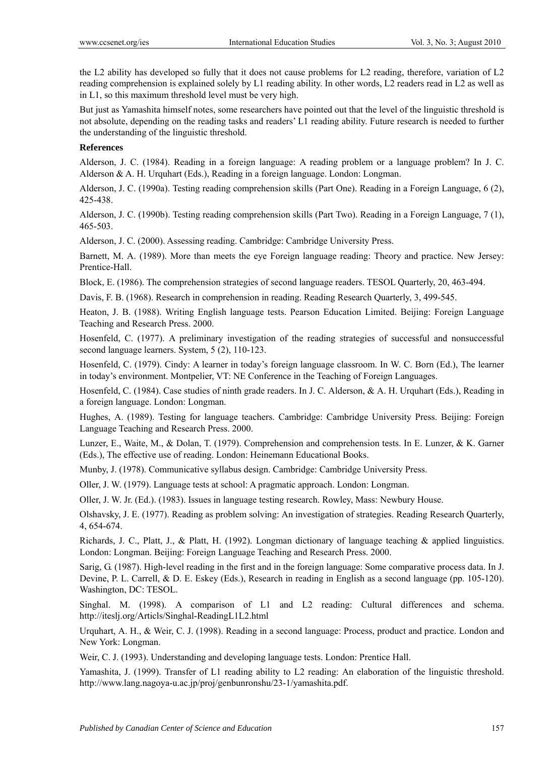the L2 ability has developed so fully that it does not cause problems for L2 reading, therefore, variation of L2 reading comprehension is explained solely by L1 reading ability. In other words, L2 readers read in L2 as well as in L1, so this maximum threshold level must be very high.

But just as Yamashita himself notes, some researchers have pointed out that the level of the linguistic threshold is not absolute, depending on the reading tasks and readers' L1 reading ability. Future research is needed to further the understanding of the linguistic threshold.

**References**

Alderson, J. C. (1984). Reading in a foreign language: A reading problem or a language problem? In J. C. Alderson & A. H. Urquhart (Eds.), Reading in a foreign language. London: Longman.

Alderson, J. C. (1990a). Testing reading comprehension skills (Part One). Reading in a Foreign Language, 6 (2), 425-438.

Alderson, J. C. (1990b). Testing reading comprehension skills (Part Two). Reading in a Foreign Language, 7 (1), 465-503.

Alderson, J. C. (2000). Assessing reading. Cambridge: Cambridge University Press.

Barnett, M. A. (1989). More than meets the eye Foreign language reading: Theory and practice. New Jersey: Prentice-Hall.

Block, E. (1986). The comprehension strategies of second language readers. TESOL Quarterly, 20, 463-494.

Davis, F. B. (1968). Research in comprehension in reading. Reading Research Quarterly, 3, 499-545.

Heaton, J. B. (1988). Writing English language tests. Pearson Education Limited. Beijing: Foreign Language Teaching and Research Press. 2000.

Hosenfeld, C. (1977). A preliminary investigation of the reading strategies of successful and nonsuccessful second language learners. System, 5 (2), 110-123.

Hosenfeld, C. (1979). Cindy: A learner in today's foreign language classroom. In W. C. Born (Ed.), The learner in today's environment. Montpelier, VT: NE Conference in the Teaching of Foreign Languages.

Hosenfeld, C. (1984). Case studies of ninth grade readers. In J. C. Alderson, & A. H. Urquhart (Eds.), Reading in a foreign language. London: Longman.

Hughes, A. (1989). Testing for language teachers. Cambridge: Cambridge University Press. Beijing: Foreign Language Teaching and Research Press. 2000.

Lunzer, E., Waite, M., & Dolan, T. (1979). Comprehension and comprehension tests. In E. Lunzer, & K. Garner (Eds.), The effective use of reading. London: Heinemann Educational Books.

Munby, J. (1978). Communicative syllabus design. Cambridge: Cambridge University Press.

Oller, J. W. (1979). Language tests at school: A pragmatic approach. London: Longman.

Oller, J. W. Jr. (Ed.). (1983). Issues in language testing research. Rowley, Mass: Newbury House.

Olshavsky, J. E. (1977). Reading as problem solving: An investigation of strategies. Reading Research Quarterly, 4, 654-674.

Richards, J. C., Platt, J., & Platt, H. (1992). Longman dictionary of language teaching & applied linguistics. London: Longman. Beijing: Foreign Language Teaching and Research Press. 2000.

Sarig, G. (1987). High-level reading in the first and in the foreign language: Some comparative process data. In J. Devine, P. L. Carrell, & D. E. Eskey (Eds.), Research in reading in English as a second language (pp. 105-120). Washington, DC: TESOL.

Singhal. M. (1998). A comparison of L1 and L2 reading: Cultural differences and schema. http://iteslj.org/Articls/Singhal-ReadingL1L2.html

Urquhart, A. H., & Weir, C. J. (1998). Reading in a second language: Process, product and practice. London and New York: Longman.

Weir, C. J. (1993). Understanding and developing language tests. London: Prentice Hall.

Yamashita, J. (1999). Transfer of L1 reading ability to L2 reading: An elaboration of the linguistic threshold. http://www.lang.nagoya-u.ac.jp/proj/genbunronshu/23-1/yamashita.pdf.